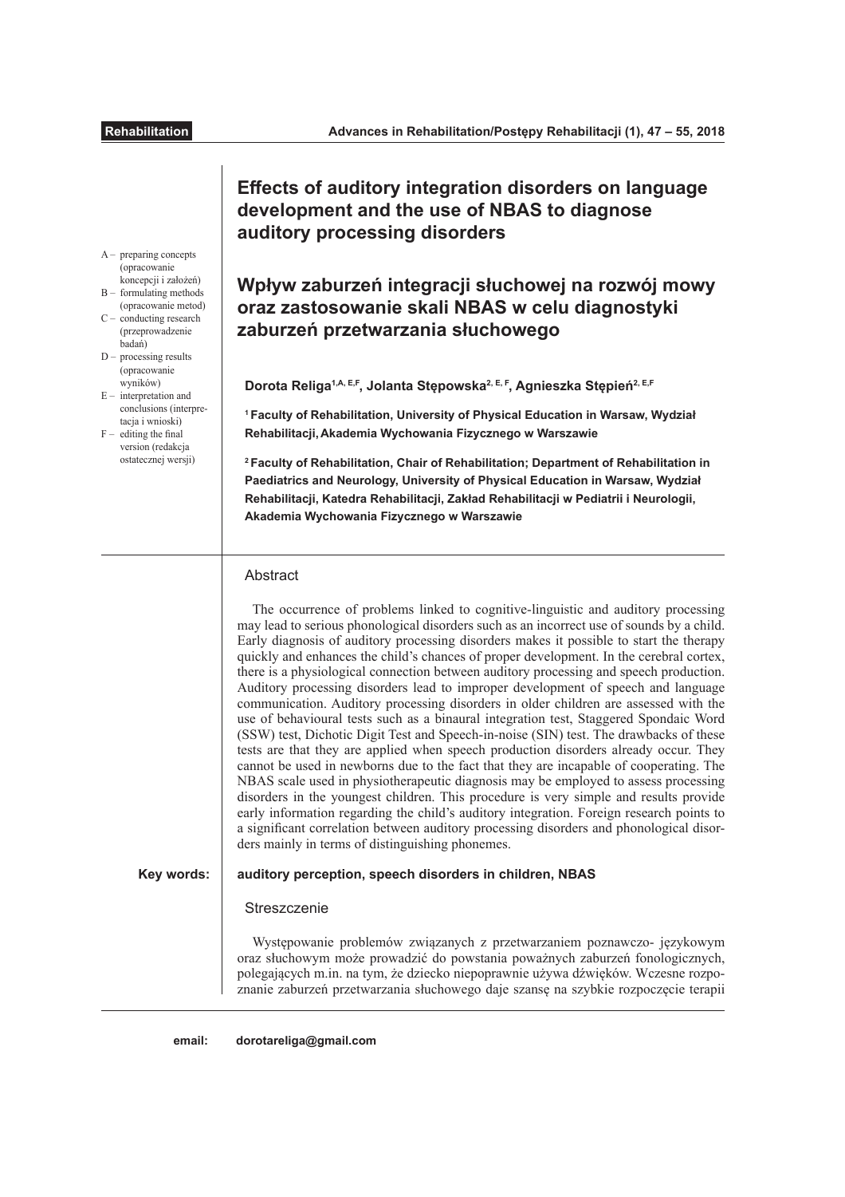**Rehabilitation**

# Effects of auditory integration disorders on language development and the use of NBAS to diagnose auditory processing disorders

# Wpływ zaburzeń integracji słuchowej na rozwój mowy oraz zastosowanie skali NBAS w celu diagnostyki zaburzeń przetwarzania słuchowego

A – preparing concepts (opracowanie koncepcji i założeń)
B – formulating methods (opracowanie metod)
C – conducting research (przeprowadzenie badań)
D – processing results (opracowanie wyników)
E – interpretation and conclusions (interpretacja i wnioski)
F – editing the final version (redakcja ostatecznej wersji)

**Dorota Religa[1,A, E,F], Jolanta Stępowska[2, E, F], Agnieszka Stępień[2, E,F]**

[1] **Faculty of Rehabilitation, University of Physical Education in Warsaw, Wydział Rehabilitacji, Akademia Wychowania Fizycznego w Warszawie**

[2] **Faculty of Rehabilitation, Chair of Rehabilitation; Department of Rehabilitation in Paediatrics and Neurology, University of Physical Education in Warsaw, Wydział Rehabilitacji, Katedra Rehabilitacji, Zakład Rehabilitacji w Pediatrii i Neurologii, Akademia Wychowania Fizycznego w Warszawie**

## Abstract

The occurrence of problems linked to cognitive-linguistic and auditory processing may lead to serious phonological disorders such as an incorrect use of sounds by a child. Early diagnosis of auditory processing disorders makes it possible to start the therapy quickly and enhances the child's chances of proper development. In the cerebral cortex, there is a physiological connection between auditory processing and speech production. Auditory processing disorders lead to improper development of speech and language communication. Auditory processing disorders in older children are assessed with the use of behavioural tests such as a binaural integration test, Staggered Spondaic Word (SSW) test, Dichotic Digit Test and Speech-in-noise (SIN) test. The drawbacks of these tests are that they are applied when speech production disorders already occur. They cannot be used in newborns due to the fact that they are incapable of cooperating. The NBAS scale used in physiotherapeutic diagnosis may be employed to assess processing disorders in the youngest children. This procedure is very simple and results provide early information regarding the child's auditory integration. Foreign research points to a significant correlation between auditory processing disorders and phonological disorders mainly in terms of distinguishing phonemes.

**Key words:** **auditory perception, speech disorders in children, NBAS**

## Streszczenie

Występowanie problemów związanych z przetwarzaniem poznawczo- językowym oraz słuchowym może prowadzić do powstania poważnych zaburzeń fonologicznych, polegających m.in. na tym, że dziecko niepoprawnie używa dźwięków. Wczesne rozpoznanie zaburzeń przetwarzania słuchowego daje szansę na szybkie rozpoczęcie terapii

**email:** **dorotareliga@gmail.com**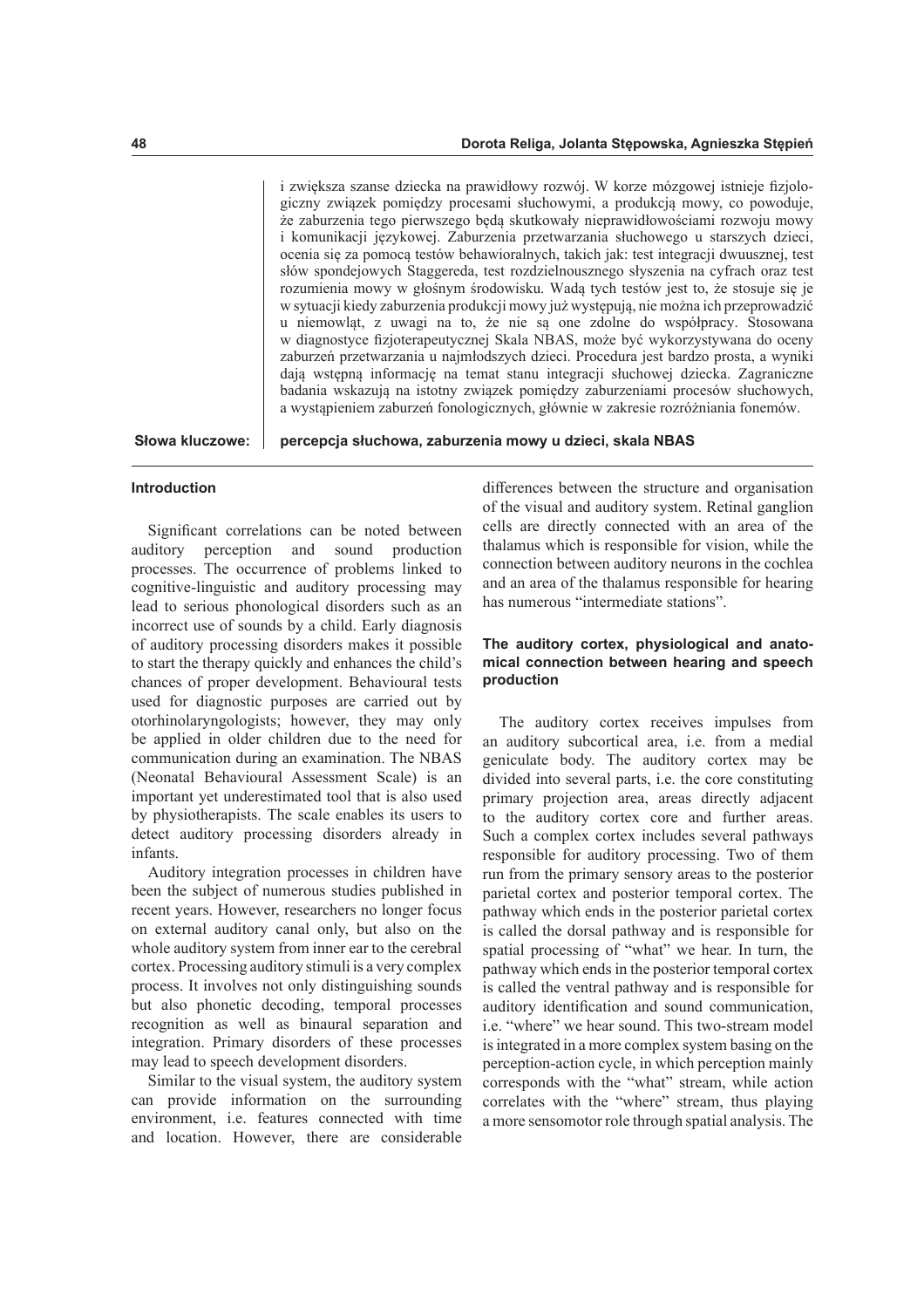i zwiększa szanse dziecka na prawidłowy rozwój. W korze mózgowej istnieje fizjologiczny związek pomiędzy procesami słuchowymi, a produkcją mowy, co powoduje, że zaburzenia tego pierwszego będą skutkowały nieprawidłowościami rozwoju mowy i komunikacji językowej. Zaburzenia przetwarzania słuchowego u starszych dzieci, ocenia się za pomocą testów behawioralnych, takich jak: test integracji dwuusznej, test słów spondejowych Staggereda, test rozdzielnousznego słyszenia na cyfrach oraz test rozumienia mowy w głośnym środowisku. Wadą tych testów jest to, że stosuje się je w sytuacji kiedy zaburzenia produkcji mowy już występują, nie można ich przeprowadzić u niemowląt, z uwagi na to, że nie są one zdolne do współpracy. Stosowana w diagnostyce fizjoterapeutycznej Skala NBAS, może być wykorzystywana do oceny zaburzeń przetwarzania u najmłodszych dzieci. Procedura jest bardzo prosta, a wyniki dają wstępną informację na temat stanu integracji słuchowej dziecka. Zagraniczne badania wskazują na istotny związek pomiędzy zaburzeniami procesów słuchowych, a wystąpieniem zaburzeń fonologicznych, głównie w zakresie rozróżniania fonemów.

**Słowa kluczowe:** **percepcja słuchowa, zaburzenia mowy u dzieci, skala NBAS**

## Introduction

Significant correlations can be noted between auditory perception and sound production processes. The occurrence of problems linked to cognitive-linguistic and auditory processing may lead to serious phonological disorders such as an incorrect use of sounds by a child. Early diagnosis of auditory processing disorders makes it possible to start the therapy quickly and enhances the child's chances of proper development. Behavioural tests used for diagnostic purposes are carried out by otorhinolaryngologists; however, they may only be applied in older children due to the need for communication during an examination. The NBAS (Neonatal Behavioural Assessment Scale) is an important yet underestimated tool that is also used by physiotherapists. The scale enables its users to detect auditory processing disorders already in infants.

Auditory integration processes in children have been the subject of numerous studies published in recent years. However, researchers no longer focus on external auditory canal only, but also on the whole auditory system from inner ear to the cerebral cortex. Processing auditory stimuli is a very complex process. It involves not only distinguishing sounds but also phonetic decoding, temporal processes recognition as well as binaural separation and integration. Primary disorders of these processes may lead to speech development disorders.

Similar to the visual system, the auditory system can provide information on the surrounding environment, i.e. features connected with time and location. However, there are considerable differences between the structure and organisation of the visual and auditory system. Retinal ganglion cells are directly connected with an area of the thalamus which is responsible for vision, while the connection between auditory neurons in the cochlea and an area of the thalamus responsible for hearing has numerous "intermediate stations".

## The auditory cortex, physiological and anatomical connection between hearing and speech production

The auditory cortex receives impulses from an auditory subcortical area, i.e. from a medial geniculate body. The auditory cortex may be divided into several parts, i.e. the core constituting primary projection area, areas directly adjacent to the auditory cortex core and further areas. Such a complex cortex includes several pathways responsible for auditory processing. Two of them run from the primary sensory areas to the posterior parietal cortex and posterior temporal cortex. The pathway which ends in the posterior parietal cortex is called the dorsal pathway and is responsible for spatial processing of "what" we hear. In turn, the pathway which ends in the posterior temporal cortex is called the ventral pathway and is responsible for auditory identification and sound communication, i.e. "where" we hear sound. This two-stream model is integrated in a more complex system basing on the perception-action cycle, in which perception mainly corresponds with the "what" stream, while action correlates with the "where" stream, thus playing a more sensomotor role through spatial analysis. The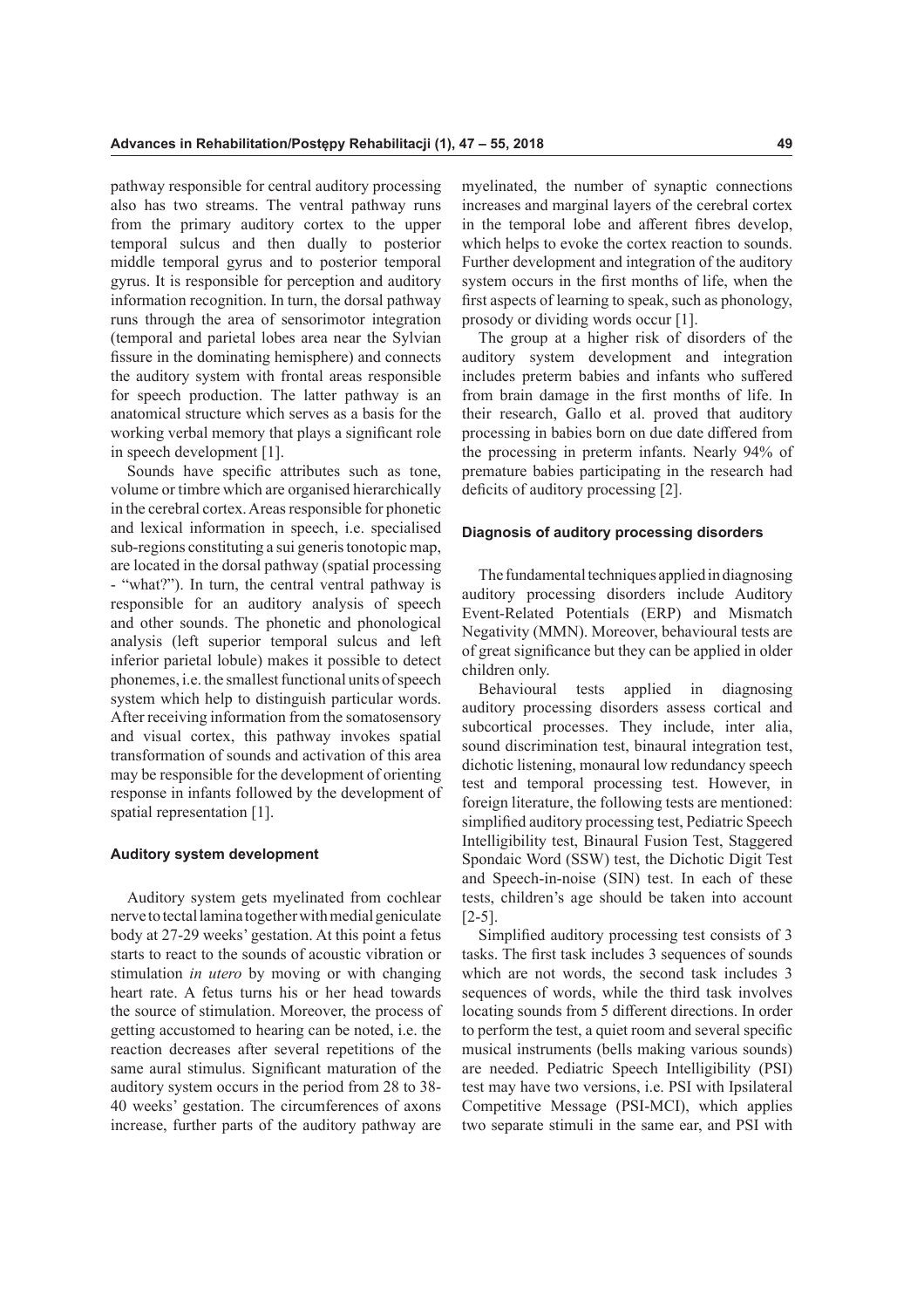pathway responsible for central auditory processing also has two streams. The ventral pathway runs from the primary auditory cortex to the upper temporal sulcus and then dually to posterior middle temporal gyrus and to posterior temporal gyrus. It is responsible for perception and auditory information recognition. In turn, the dorsal pathway runs through the area of sensorimotor integration (temporal and parietal lobes area near the Sylvian fissure in the dominating hemisphere) and connects the auditory system with frontal areas responsible for speech production. The latter pathway is an anatomical structure which serves as a basis for the working verbal memory that plays a significant role in speech development [1].

Sounds have specific attributes such as tone, volume or timbre which are organised hierarchically in the cerebral cortex. Areas responsible for phonetic and lexical information in speech, i.e. specialised sub-regions constituting a sui generis tonotopic map, are located in the dorsal pathway (spatial processing - "what?"). In turn, the central ventral pathway is responsible for an auditory analysis of speech and other sounds. The phonetic and phonological analysis (left superior temporal sulcus and left inferior parietal lobule) makes it possible to detect phonemes, i.e. the smallest functional units of speech system which help to distinguish particular words. After receiving information from the somatosensory and visual cortex, this pathway invokes spatial transformation of sounds and activation of this area may be responsible for the development of orienting response in infants followed by the development of spatial representation [1].

#### Auditory system development

Auditory system gets myelinated from cochlear nerve to tectal lamina together with medial geniculate body at 27-29 weeks' gestation. At this point a fetus starts to react to the sounds of acoustic vibration or stimulation *in utero* by moving or with changing heart rate. A fetus turns his or her head towards the source of stimulation. Moreover, the process of getting accustomed to hearing can be noted, i.e. the reaction decreases after several repetitions of the same aural stimulus. Significant maturation of the auditory system occurs in the period from 28 to 38-40 weeks' gestation. The circumferences of axons increase, further parts of the auditory pathway are myelinated, the number of synaptic connections increases and marginal layers of the cerebral cortex in the temporal lobe and afferent fibres develop, which helps to evoke the cortex reaction to sounds. Further development and integration of the auditory system occurs in the first months of life, when the first aspects of learning to speak, such as phonology, prosody or dividing words occur [1].

The group at a higher risk of disorders of the auditory system development and integration includes preterm babies and infants who suffered from brain damage in the first months of life. In their research, Gallo et al. proved that auditory processing in babies born on due date differed from the processing in preterm infants. Nearly 94% of premature babies participating in the research had deficits of auditory processing [2].

#### Diagnosis of auditory processing disorders

The fundamental techniques applied in diagnosing auditory processing disorders include Auditory Event-Related Potentials (ERP) and Mismatch Negativity (MMN). Moreover, behavioural tests are of great significance but they can be applied in older children only.

Behavioural tests applied in diagnosing auditory processing disorders assess cortical and subcortical processes. They include, inter alia, sound discrimination test, binaural integration test, dichotic listening, monaural low redundancy speech test and temporal processing test. However, in foreign literature, the following tests are mentioned: simplified auditory processing test, Pediatric Speech Intelligibility test, Binaural Fusion Test, Staggered Spondaic Word (SSW) test, the Dichotic Digit Test and Speech-in-noise (SIN) test. In each of these tests, children's age should be taken into account [2-5].

Simplified auditory processing test consists of 3 tasks. The first task includes 3 sequences of sounds which are not words, the second task includes 3 sequences of words, while the third task involves locating sounds from 5 different directions. In order to perform the test, a quiet room and several specific musical instruments (bells making various sounds) are needed. Pediatric Speech Intelligibility (PSI) test may have two versions, i.e. PSI with Ipsilateral Competitive Message (PSI-MCI), which applies two separate stimuli in the same ear, and PSI with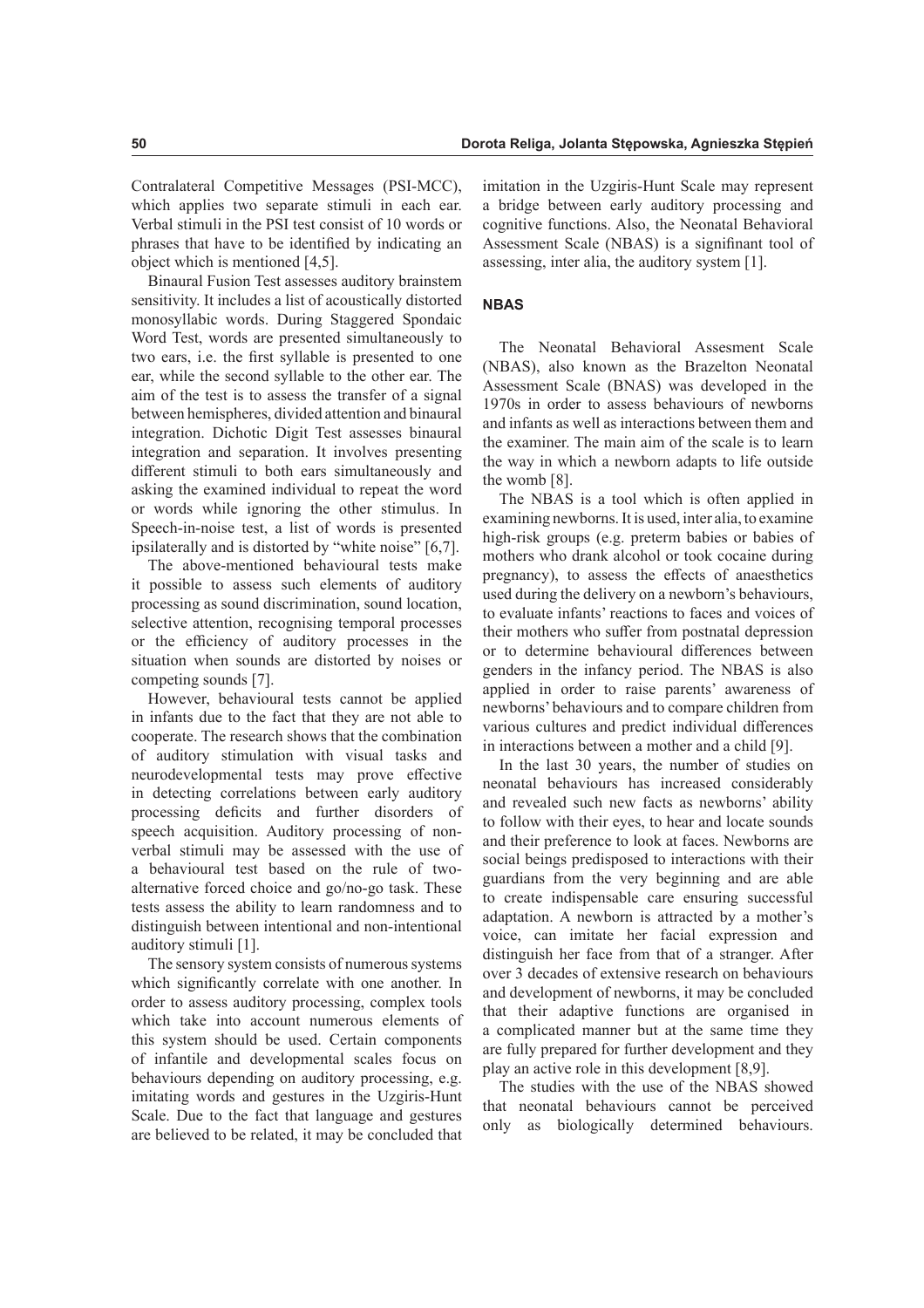Contralateral Competitive Messages (PSI-MCC), which applies two separate stimuli in each ear. Verbal stimuli in the PSI test consist of 10 words or phrases that have to be identified by indicating an object which is mentioned [4,5].

Binaural Fusion Test assesses auditory brainstem sensitivity. It includes a list of acoustically distorted monosyllabic words. During Staggered Spondaic Word Test, words are presented simultaneously to two ears, i.e. the first syllable is presented to one ear, while the second syllable to the other ear. The aim of the test is to assess the transfer of a signal between hemispheres, divided attention and binaural integration. Dichotic Digit Test assesses binaural integration and separation. It involves presenting different stimuli to both ears simultaneously and asking the examined individual to repeat the word or words while ignoring the other stimulus. In Speech-in-noise test, a list of words is presented ipsilaterally and is distorted by "white noise" [6,7].

The above-mentioned behavioural tests make it possible to assess such elements of auditory processing as sound discrimination, sound location, selective attention, recognising temporal processes or the efficiency of auditory processes in the situation when sounds are distorted by noises or competing sounds [7].

However, behavioural tests cannot be applied in infants due to the fact that they are not able to cooperate. The research shows that the combination of auditory stimulation with visual tasks and neurodevelopmental tests may prove effective in detecting correlations between early auditory processing deficits and further disorders of speech acquisition. Auditory processing of non-verbal stimuli may be assessed with the use of a behavioural test based on the rule of two-alternative forced choice and go/no-go task. These tests assess the ability to learn randomness and to distinguish between intentional and non-intentional auditory stimuli [1].

The sensory system consists of numerous systems which significantly correlate with one another. In order to assess auditory processing, complex tools which take into account numerous elements of this system should be used. Certain components of infantile and developmental scales focus on behaviours depending on auditory processing, e.g. imitating words and gestures in the Uzgiris-Hunt Scale. Due to the fact that language and gestures are believed to be related, it may be concluded that imitation in the Uzgiris-Hunt Scale may represent a bridge between early auditory processing and cognitive functions. Also, the Neonatal Behavioral Assessment Scale (NBAS) is a signifinant tool of assessing, inter alia, the auditory system [1].

## NBAS

The Neonatal Behavioral Assesment Scale (NBAS), also known as the Brazelton Neonatal Assessment Scale (BNAS) was developed in the 1970s in order to assess behaviours of newborns and infants as well as interactions between them and the examiner. The main aim of the scale is to learn the way in which a newborn adapts to life outside the womb [8].

The NBAS is a tool which is often applied in examining newborns. It is used, inter alia, to examine high-risk groups (e.g. preterm babies or babies of mothers who drank alcohol or took cocaine during pregnancy), to assess the effects of anaesthetics used during the delivery on a newborn's behaviours, to evaluate infants' reactions to faces and voices of their mothers who suffer from postnatal depression or to determine behavioural differences between genders in the infancy period. The NBAS is also applied in order to raise parents' awareness of newborns' behaviours and to compare children from various cultures and predict individual differences in interactions between a mother and a child [9].

In the last 30 years, the number of studies on neonatal behaviours has increased considerably and revealed such new facts as newborns' ability to follow with their eyes, to hear and locate sounds and their preference to look at faces. Newborns are social beings predisposed to interactions with their guardians from the very beginning and are able to create indispensable care ensuring successful adaptation. A newborn is attracted by a mother's voice, can imitate her facial expression and distinguish her face from that of a stranger. After over 3 decades of extensive research on behaviours and development of newborns, it may be concluded that their adaptive functions are organised in a complicated manner but at the same time they are fully prepared for further development and they play an active role in this development [8,9].

The studies with the use of the NBAS showed that neonatal behaviours cannot be perceived only as biologically determined behaviours.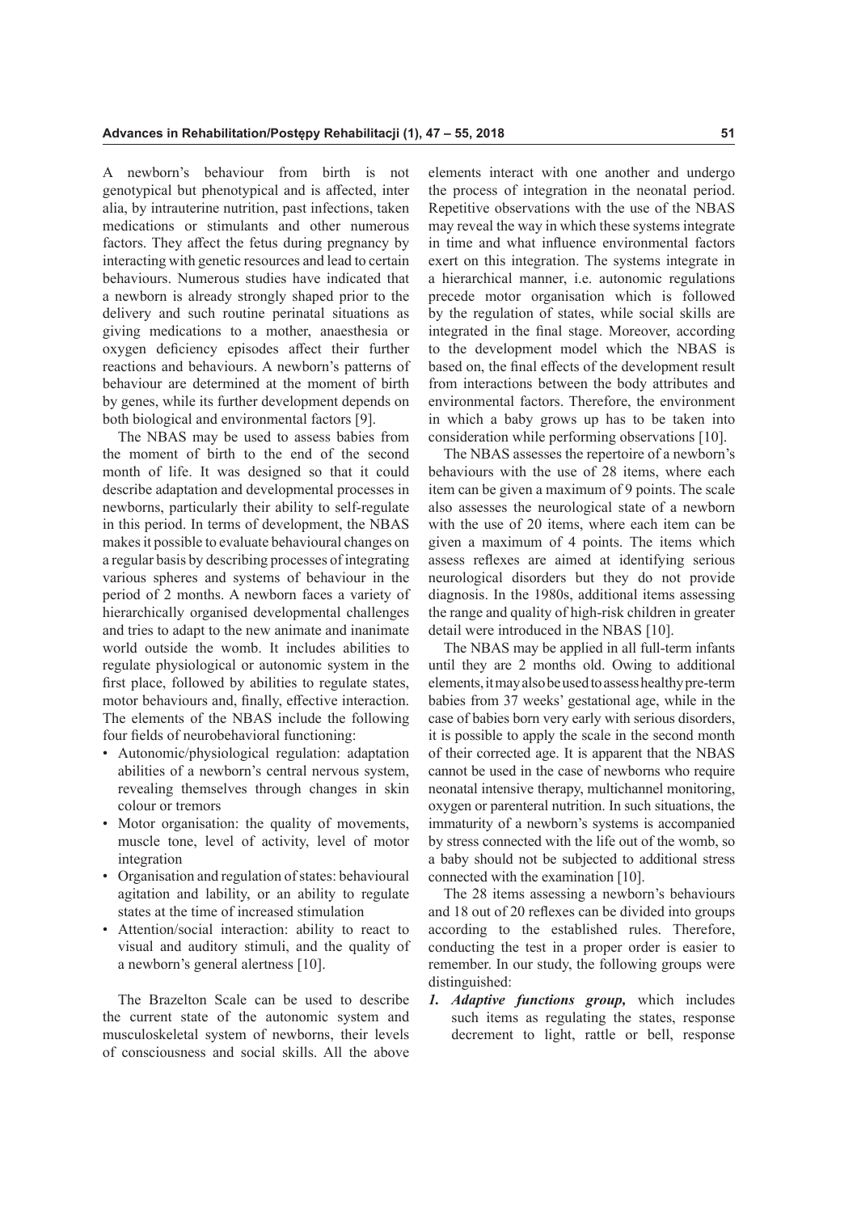A newborn's behaviour from birth is not genotypical but phenotypical and is affected, inter alia, by intrauterine nutrition, past infections, taken medications or stimulants and other numerous factors. They affect the fetus during pregnancy by interacting with genetic resources and lead to certain behaviours. Numerous studies have indicated that a newborn is already strongly shaped prior to the delivery and such routine perinatal situations as giving medications to a mother, anaesthesia or oxygen deficiency episodes affect their further reactions and behaviours. A newborn's patterns of behaviour are determined at the moment of birth by genes, while its further development depends on both biological and environmental factors [9].

The NBAS may be used to assess babies from the moment of birth to the end of the second month of life. It was designed so that it could describe adaptation and developmental processes in newborns, particularly their ability to self-regulate in this period. In terms of development, the NBAS makes it possible to evaluate behavioural changes on a regular basis by describing processes of integrating various spheres and systems of behaviour in the period of 2 months. A newborn faces a variety of hierarchically organised developmental challenges and tries to adapt to the new animate and inanimate world outside the womb. It includes abilities to regulate physiological or autonomic system in the first place, followed by abilities to regulate states, motor behaviours and, finally, effective interaction. The elements of the NBAS include the following four fields of neurobehavioral functioning:

- Autonomic/physiological regulation: adaptation abilities of a newborn's central nervous system, revealing themselves through changes in skin colour or tremors
- Motor organisation: the quality of movements, muscle tone, level of activity, level of motor integration
- Organisation and regulation of states: behavioural agitation and lability, or an ability to regulate states at the time of increased stimulation
- Attention/social interaction: ability to react to visual and auditory stimuli, and the quality of a newborn's general alertness [10].

The Brazelton Scale can be used to describe the current state of the autonomic system and musculoskeletal system of newborns, their levels of consciousness and social skills. All the above elements interact with one another and undergo the process of integration in the neonatal period. Repetitive observations with the use of the NBAS may reveal the way in which these systems integrate in time and what influence environmental factors exert on this integration. The systems integrate in a hierarchical manner, i.e. autonomic regulations precede motor organisation which is followed by the regulation of states, while social skills are integrated in the final stage. Moreover, according to the development model which the NBAS is based on, the final effects of the development result from interactions between the body attributes and environmental factors. Therefore, the environment in which a baby grows up has to be taken into consideration while performing observations [10].

The NBAS assesses the repertoire of a newborn's behaviours with the use of 28 items, where each item can be given a maximum of 9 points. The scale also assesses the neurological state of a newborn with the use of 20 items, where each item can be given a maximum of 4 points. The items which assess reflexes are aimed at identifying serious neurological disorders but they do not provide diagnosis. In the 1980s, additional items assessing the range and quality of high-risk children in greater detail were introduced in the NBAS [10].

The NBAS may be applied in all full-term infants until they are 2 months old. Owing to additional elements, it may also be used to assess healthy pre-term babies from 37 weeks' gestational age, while in the case of babies born very early with serious disorders, it is possible to apply the scale in the second month of their corrected age. It is apparent that the NBAS cannot be used in the case of newborns who require neonatal intensive therapy, multichannel monitoring, oxygen or parenteral nutrition. In such situations, the immaturity of a newborn's systems is accompanied by stress connected with the life out of the womb, so a baby should not be subjected to additional stress connected with the examination [10].

The 28 items assessing a newborn's behaviours and 18 out of 20 reflexes can be divided into groups according to the established rules. Therefore, conducting the test in a proper order is easier to remember. In our study, the following groups were distinguished:

1. ***Adaptive functions group,*** which includes such items as regulating the states, response decrement to light, rattle or bell, response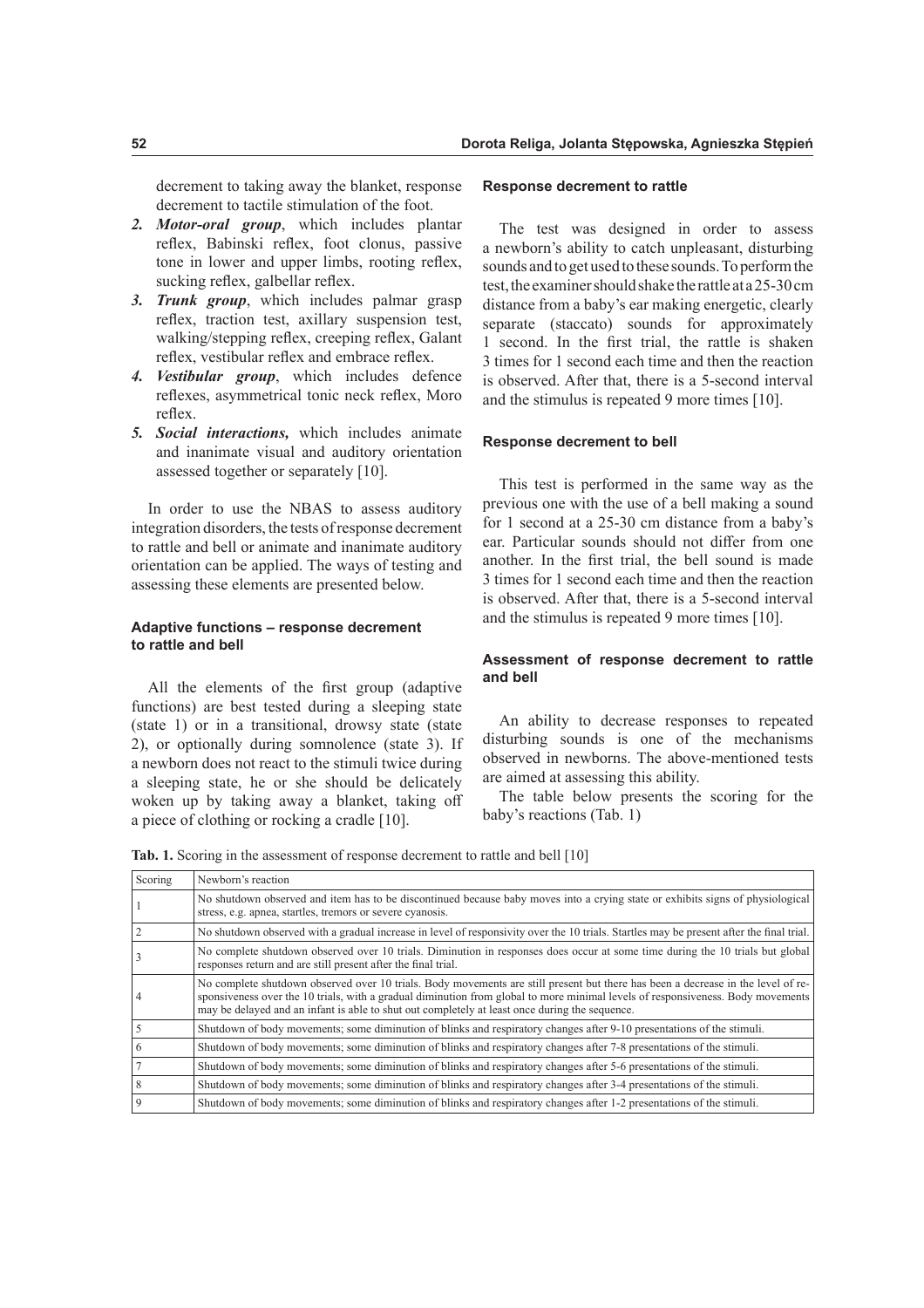decrement to taking away the blanket, response decrement to tactile stimulation of the foot.

2. ***Motor-oral group***, which includes plantar reflex, Babinski reflex, foot clonus, passive tone in lower and upper limbs, rooting reflex, sucking reflex, galbellar reflex.
3. ***Trunk group***, which includes palmar grasp reflex, traction test, axillary suspension test, walking/stepping reflex, creeping reflex, Galant reflex, vestibular reflex and embrace reflex.
4. ***Vestibular group***, which includes defence reflexes, asymmetrical tonic neck reflex, Moro reflex.
5. ***Social interactions,*** which includes animate and inanimate visual and auditory orientation assessed together or separately [10].

In order to use the NBAS to assess auditory integration disorders, the tests of response decrement to rattle and bell or animate and inanimate auditory orientation can be applied. The ways of testing and assessing these elements are presented below.

### Adaptive functions – response decrement to rattle and bell

All the elements of the first group (adaptive functions) are best tested during a sleeping state (state 1) or in a transitional, drowsy state (state 2), or optionally during somnolence (state 3). If a newborn does not react to the stimuli twice during a sleeping state, he or she should be delicately woken up by taking away a blanket, taking off a piece of clothing or rocking a cradle [10].

### Response decrement to rattle

The test was designed in order to assess a newborn's ability to catch unpleasant, disturbing sounds and to get used to these sounds. To perform the test, the examiner should shake the rattle at a 25-30 cm distance from a baby's ear making energetic, clearly separate (staccato) sounds for approximately 1 second. In the first trial, the rattle is shaken 3 times for 1 second each time and then the reaction is observed. After that, there is a 5-second interval and the stimulus is repeated 9 more times [10].

### Response decrement to bell

This test is performed in the same way as the previous one with the use of a bell making a sound for 1 second at a 25-30 cm distance from a baby's ear. Particular sounds should not differ from one another. In the first trial, the bell sound is made 3 times for 1 second each time and then the reaction is observed. After that, there is a 5-second interval and the stimulus is repeated 9 more times [10].

### Assessment of response decrement to rattle and bell

An ability to decrease responses to repeated disturbing sounds is one of the mechanisms observed in newborns. The above-mentioned tests are aimed at assessing this ability.

The table below presents the scoring for the baby's reactions (Tab. 1)

**Tab. 1.** Scoring in the assessment of response decrement to rattle and bell [10]

| Scoring | Newborn's reaction |
|---|---|
| 1 | No shutdown observed and item has to be discontinued because baby moves into a crying state or exhibits signs of physiological stress, e.g. apnea, startles, tremors or severe cyanosis. |
| 2 | No shutdown observed with a gradual increase in level of responsivity over the 10 trials. Startles may be present after the final trial. |
| 3 | No complete shutdown observed over 10 trials. Diminution in responses does occur at some time during the 10 trials but global responses return and are still present after the final trial. |
| 4 | No complete shutdown observed over 10 trials. Body movements are still present but there has been a decrease in the level of responsiveness over the 10 trials, with a gradual diminution from global to more minimal levels of responsiveness. Body movements may be delayed and an infant is able to shut out completely at least once during the sequence. |
| 5 | Shutdown of body movements; some diminution of blinks and respiratory changes after 9-10 presentations of the stimuli. |
| 6 | Shutdown of body movements; some diminution of blinks and respiratory changes after 7-8 presentations of the stimuli. |
| 7 | Shutdown of body movements; some diminution of blinks and respiratory changes after 5-6 presentations of the stimuli. |
| 8 | Shutdown of body movements; some diminution of blinks and respiratory changes after 3-4 presentations of the stimuli. |
| 9 | Shutdown of body movements; some diminution of blinks and respiratory changes after 1-2 presentations of the stimuli. |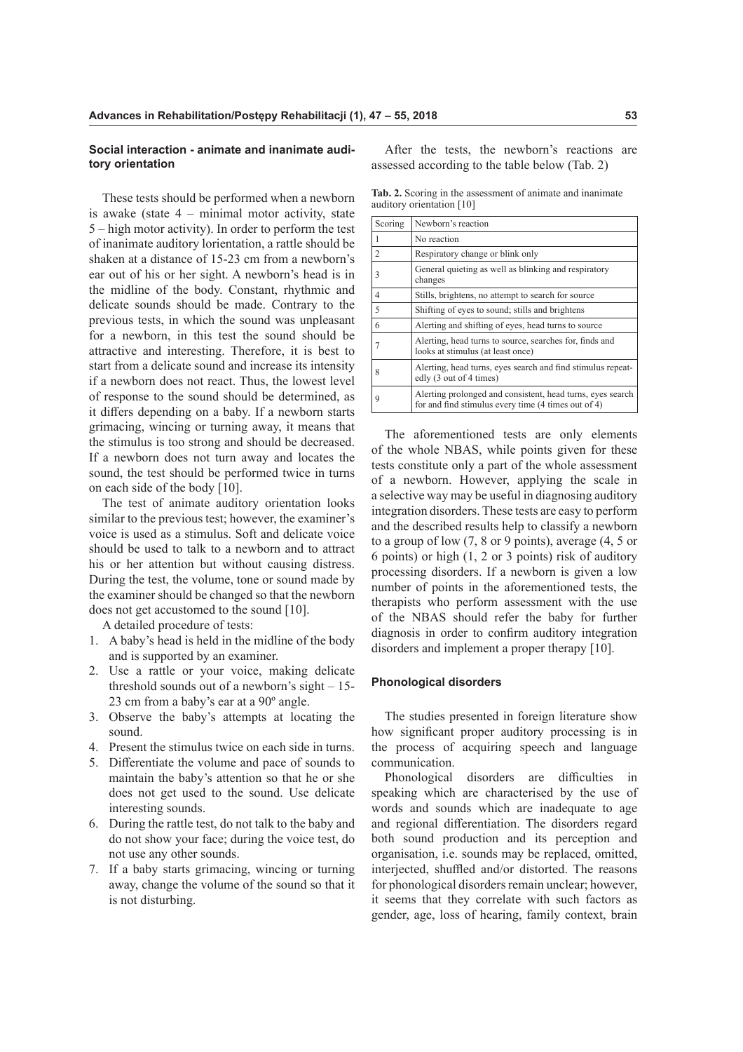### Social interaction - animate and inanimate auditory orientation

These tests should be performed when a newborn is awake (state 4 – minimal motor activity, state 5 – high motor activity). In order to perform the test of inanimate auditory lorientation, a rattle should be shaken at a distance of 15-23 cm from a newborn's ear out of his or her sight. A newborn's head is in the midline of the body. Constant, rhythmic and delicate sounds should be made. Contrary to the previous tests, in which the sound was unpleasant for a newborn, in this test the sound should be attractive and interesting. Therefore, it is best to start from a delicate sound and increase its intensity if a newborn does not react. Thus, the lowest level of response to the sound should be determined, as it differs depending on a baby. If a newborn starts grimacing, wincing or turning away, it means that the stimulus is too strong and should be decreased. If a newborn does not turn away and locates the sound, the test should be performed twice in turns on each side of the body [10].

The test of animate auditory orientation looks similar to the previous test; however, the examiner's voice is used as a stimulus. Soft and delicate voice should be used to talk to a newborn and to attract his or her attention but without causing distress. During the test, the volume, tone or sound made by the examiner should be changed so that the newborn does not get accustomed to the sound [10].

A detailed procedure of tests:

1. A baby's head is held in the midline of the body and is supported by an examiner.
2. Use a rattle or your voice, making delicate threshold sounds out of a newborn's sight – 15-23 cm from a baby's ear at a 90º angle.
3. Observe the baby's attempts at locating the sound.
4. Present the stimulus twice on each side in turns.
5. Differentiate the volume and pace of sounds to maintain the baby's attention so that he or she does not get used to the sound. Use delicate interesting sounds.
6. During the rattle test, do not talk to the baby and do not show your face; during the voice test, do not use any other sounds.
7. If a baby starts grimacing, wincing or turning away, change the volume of the sound so that it is not disturbing.

After the tests, the newborn's reactions are assessed according to the table below (Tab. 2)

**Tab. 2.** Scoring in the assessment of animate and inanimate auditory orientation [10]

| Scoring | Newborn's reaction |
|---|---|
| 1 | No reaction |
| 2 | Respiratory change or blink only |
| 3 | General quieting as well as blinking and respiratory changes |
| 4 | Stills, brightens, no attempt to search for source |
| 5 | Shifting of eyes to sound; stills and brightens |
| 6 | Alerting and shifting of eyes, head turns to source |
| 7 | Alerting, head turns to source, searches for, finds and looks at stimulus (at least once) |
| 8 | Alerting, head turns, eyes search and find stimulus repeatedly (3 out of 4 times) |
| 9 | Alerting prolonged and consistent, head turns, eyes search for and find stimulus every time (4 times out of 4) |

The aforementioned tests are only elements of the whole NBAS, while points given for these tests constitute only a part of the whole assessment of a newborn. However, applying the scale in a selective way may be useful in diagnosing auditory integration disorders. These tests are easy to perform and the described results help to classify a newborn to a group of low (7, 8 or 9 points), average (4, 5 or 6 points) or high (1, 2 or 3 points) risk of auditory processing disorders. If a newborn is given a low number of points in the aforementioned tests, the therapists who perform assessment with the use of the NBAS should refer the baby for further diagnosis in order to confirm auditory integration disorders and implement a proper therapy [10].

### Phonological disorders

The studies presented in foreign literature show how significant proper auditory processing is in the process of acquiring speech and language communication.

Phonological disorders are difficulties in speaking which are characterised by the use of words and sounds which are inadequate to age and regional differentiation. The disorders regard both sound production and its perception and organisation, i.e. sounds may be replaced, omitted, interjected, shuffled and/or distorted. The reasons for phonological disorders remain unclear; however, it seems that they correlate with such factors as gender, age, loss of hearing, family context, brain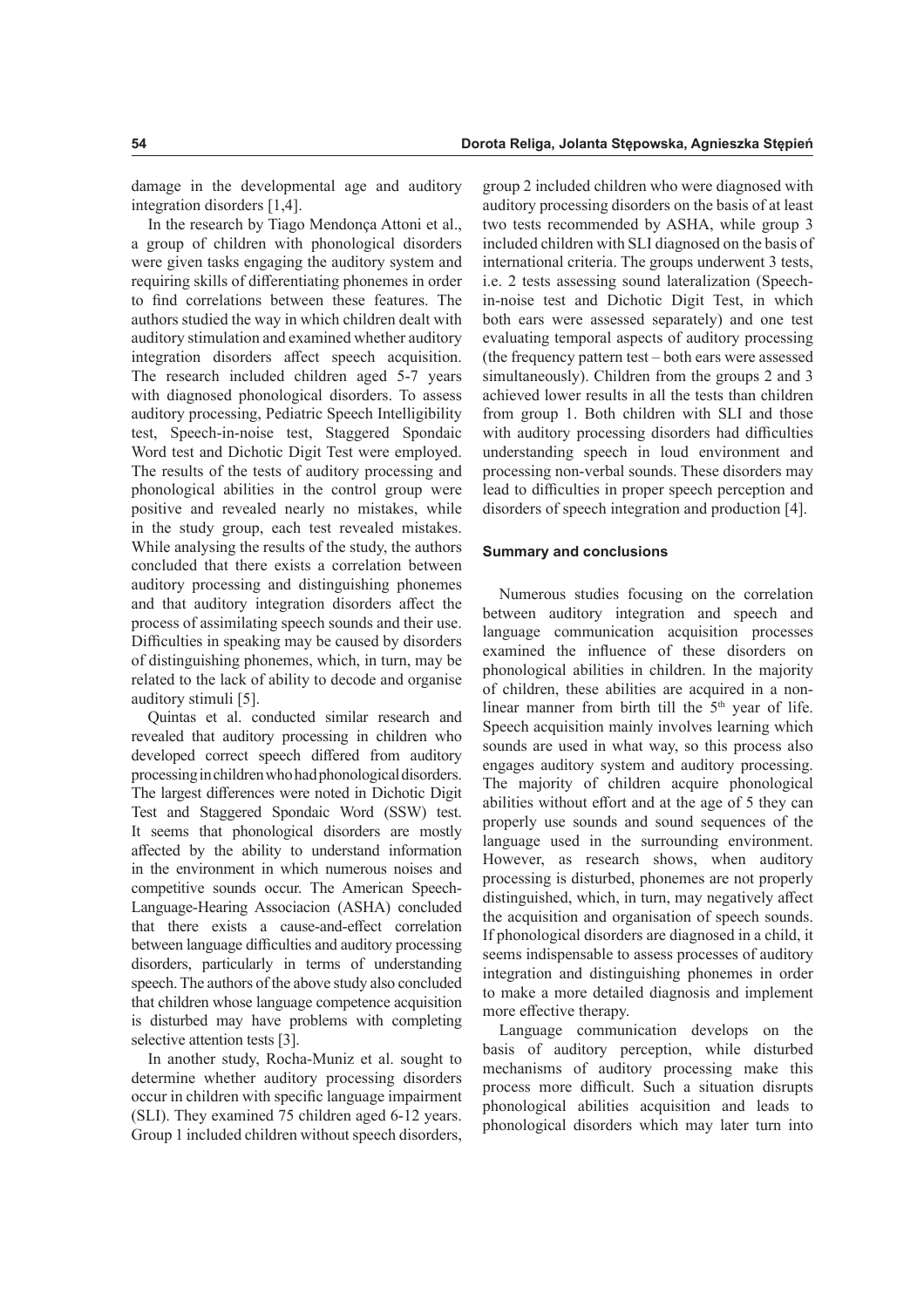damage in the developmental age and auditory integration disorders [1,4].

In the research by Tiago Mendonça Attoni et al., a group of children with phonological disorders were given tasks engaging the auditory system and requiring skills of differentiating phonemes in order to find correlations between these features. The authors studied the way in which children dealt with auditory stimulation and examined whether auditory integration disorders affect speech acquisition. The research included children aged 5-7 years with diagnosed phonological disorders. To assess auditory processing, Pediatric Speech Intelligibility test, Speech-in-noise test, Staggered Spondaic Word test and Dichotic Digit Test were employed. The results of the tests of auditory processing and phonological abilities in the control group were positive and revealed nearly no mistakes, while in the study group, each test revealed mistakes. While analysing the results of the study, the authors concluded that there exists a correlation between auditory processing and distinguishing phonemes and that auditory integration disorders affect the process of assimilating speech sounds and their use. Difficulties in speaking may be caused by disorders of distinguishing phonemes, which, in turn, may be related to the lack of ability to decode and organise auditory stimuli [5].

Quintas et al. conducted similar research and revealed that auditory processing in children who developed correct speech differed from auditory processing in children who had phonological disorders. The largest differences were noted in Dichotic Digit Test and Staggered Spondaic Word (SSW) test. It seems that phonological disorders are mostly affected by the ability to understand information in the environment in which numerous noises and competitive sounds occur. The American Speech-Language-Hearing Associacion (ASHA) concluded that there exists a cause-and-effect correlation between language difficulties and auditory processing disorders, particularly in terms of understanding speech. The authors of the above study also concluded that children whose language competence acquisition is disturbed may have problems with completing selective attention tests [3].

In another study, Rocha-Muniz et al. sought to determine whether auditory processing disorders occur in children with specific language impairment (SLI). They examined 75 children aged 6-12 years. Group 1 included children without speech disorders, group 2 included children who were diagnosed with auditory processing disorders on the basis of at least two tests recommended by ASHA, while group 3 included children with SLI diagnosed on the basis of international criteria. The groups underwent 3 tests, i.e. 2 tests assessing sound lateralization (Speech-in-noise test and Dichotic Digit Test, in which both ears were assessed separately) and one test evaluating temporal aspects of auditory processing (the frequency pattern test – both ears were assessed simultaneously). Children from the groups 2 and 3 achieved lower results in all the tests than children from group 1. Both children with SLI and those with auditory processing disorders had difficulties understanding speech in loud environment and processing non-verbal sounds. These disorders may lead to difficulties in proper speech perception and disorders of speech integration and production [4].

## Summary and conclusions

Numerous studies focusing on the correlation between auditory integration and speech and language communication acquisition processes examined the influence of these disorders on phonological abilities in children. In the majority of children, these abilities are acquired in a non-linear manner from birth till the 5th year of life. Speech acquisition mainly involves learning which sounds are used in what way, so this process also engages auditory system and auditory processing. The majority of children acquire phonological abilities without effort and at the age of 5 they can properly use sounds and sound sequences of the language used in the surrounding environment. However, as research shows, when auditory processing is disturbed, phonemes are not properly distinguished, which, in turn, may negatively affect the acquisition and organisation of speech sounds. If phonological disorders are diagnosed in a child, it seems indispensable to assess processes of auditory integration and distinguishing phonemes in order to make a more detailed diagnosis and implement more effective therapy.

Language communication develops on the basis of auditory perception, while disturbed mechanisms of auditory processing make this process more difficult. Such a situation disrupts phonological abilities acquisition and leads to phonological disorders which may later turn into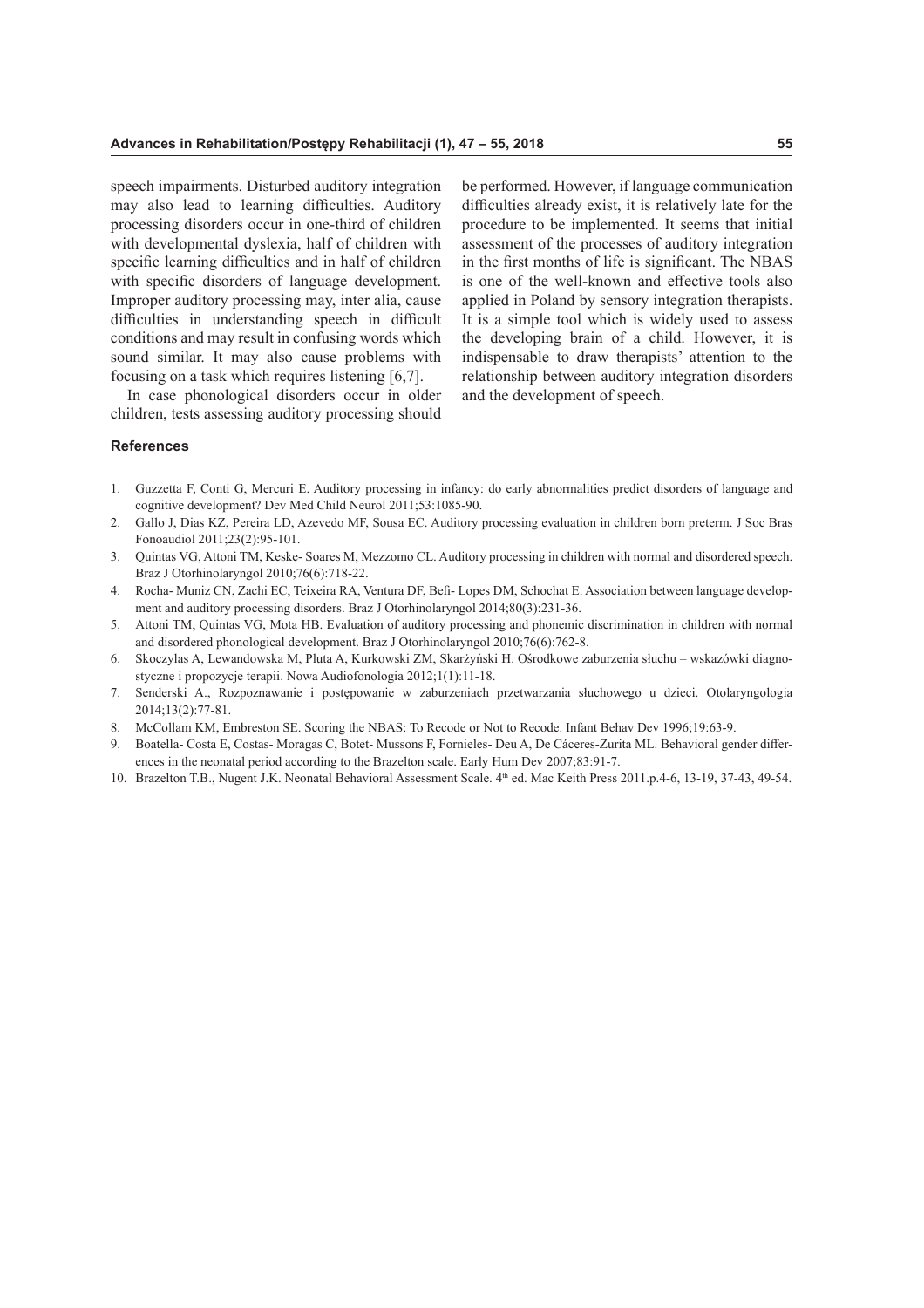speech impairments. Disturbed auditory integration may also lead to learning difficulties. Auditory processing disorders occur in one-third of children with developmental dyslexia, half of children with specific learning difficulties and in half of children with specific disorders of language development. Improper auditory processing may, inter alia, cause difficulties in understanding speech in difficult conditions and may result in confusing words which sound similar. It may also cause problems with focusing on a task which requires listening [6,7].

In case phonological disorders occur in older children, tests assessing auditory processing should be performed. However, if language communication difficulties already exist, it is relatively late for the procedure to be implemented. It seems that initial assessment of the processes of auditory integration in the first months of life is significant. The NBAS is one of the well-known and effective tools also applied in Poland by sensory integration therapists. It is a simple tool which is widely used to assess the developing brain of a child. However, it is indispensable to draw therapists' attention to the relationship between auditory integration disorders and the development of speech.

## References

1. Guzzetta F, Conti G, Mercuri E. Auditory processing in infancy: do early abnormalities predict disorders of language and cognitive development? Dev Med Child Neurol 2011;53:1085-90.
2. Gallo J, Dias KZ, Pereira LD, Azevedo MF, Sousa EC. Auditory processing evaluation in children born preterm. J Soc Bras Fonoaudiol 2011;23(2):95-101.
3. Quintas VG, Attoni TM, Keske- Soares M, Mezzomo CL. Auditory processing in children with normal and disordered speech. Braz J Otorhinolaryngol 2010;76(6):718-22.
4. Rocha- Muniz CN, Zachi EC, Teixeira RA, Ventura DF, Befi- Lopes DM, Schochat E. Association between language development and auditory processing disorders. Braz J Otorhinolaryngol 2014;80(3):231-36.
5. Attoni TM, Quintas VG, Mota HB. Evaluation of auditory processing and phonemic discrimination in children with normal and disordered phonological development. Braz J Otorhinolaryngol 2010;76(6):762-8.
6. Skoczylas A, Lewandowska M, Pluta A, Kurkowski ZM, Skarżyński H. Ośrodkowe zaburzenia słuchu – wskazówki diagnostyczne i propozycje terapii. Nowa Audiofonologia 2012;1(1):11-18.
7. Senderski A., Rozpoznawanie i postępowanie w zaburzeniach przetwarzania słuchowego u dzieci. Otolaryngologia 2014;13(2):77-81.
8. McCollam KM, Embreston SE. Scoring the NBAS: To Recode or Not to Recode. Infant Behav Dev 1996;19:63-9.
9. Boatella- Costa E, Costas- Moragas C, Botet- Mussons F, Fornieles- Deu A, De Cáceres-Zurita ML. Behavioral gender differences in the neonatal period according to the Brazelton scale. Early Hum Dev 2007;83:91-7.
10. Brazelton T.B., Nugent J.K. Neonatal Behavioral Assessment Scale. 4th ed. Mac Keith Press 2011.p.4-6, 13-19, 37-43, 49-54.